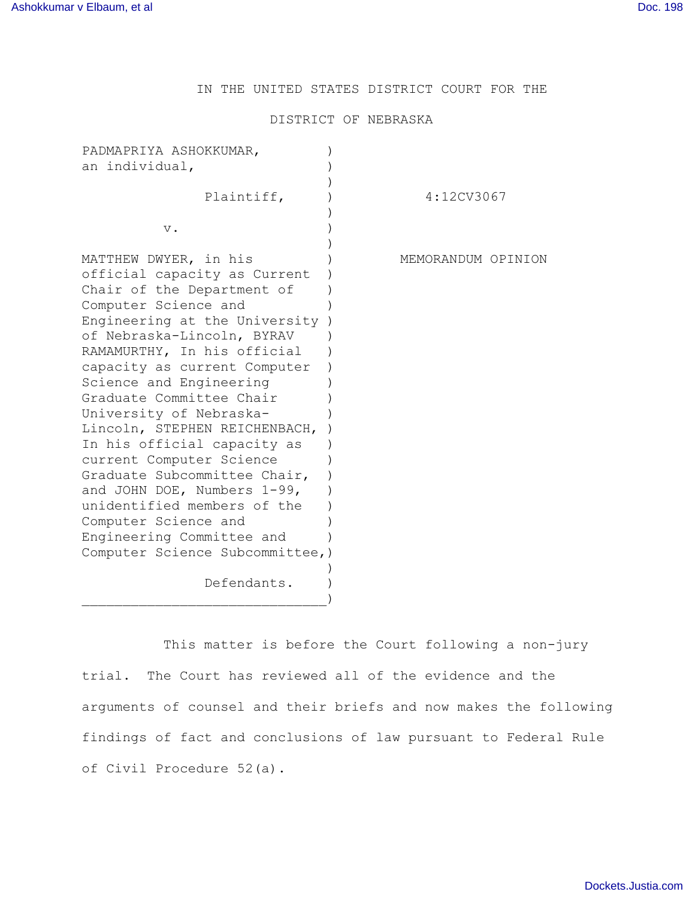IN THE UNITED STATES DISTRICT COURT FOR THE

DISTRICT OF NEBRASKA

PADMAPRIYA ASHOKKUMAR, an individual,

Plaintiff,

v.

MATTHEW DWYER, in his official capacity as Current Chair of the Department of Computer Science and Engineering at the University of Nebraska-Lincoln, BYRAV RAMAMURTHY, In his official capacity as current Computer Science and Engineering Graduate Committee Chair University of Nebraska-Lincoln, STEPHEN REICHENBACH, In his official capacity as current Computer Science Graduate Subcommittee Chair, and JOHN DOE, Numbers 1-99, unidentified members of the Computer Science and Engineering Committee and Computer Science Subcommittee,

Defendants.

4:12CV3067

MEMORANDUM OPINION

This matter is before the Court following a non-jury trial. The Court has reviewed all of the evidence and the arguments of counsel and their briefs and now makes the following findings of fact and conclusions of law pursuant to Federal Rule of Civil Procedure 52(a).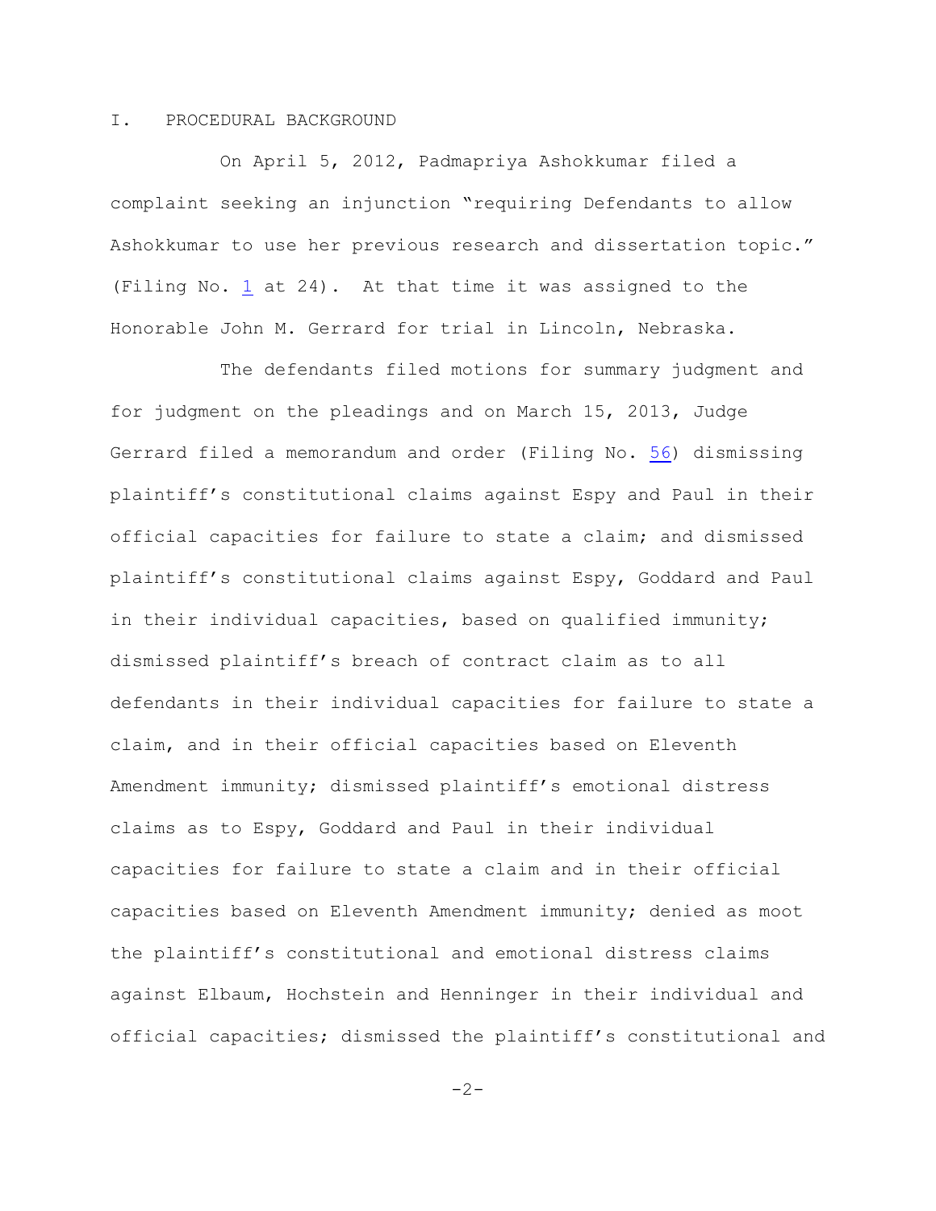## I. PROCEDURAL BACKGROUND

On April 5, 2012, Padmapriya Ashokkumar filed a complaint seeking an injunction "requiring Defendants to allow Ashokkumar to use her previous research and dissertation topic." (Filing No. 1 at 24). At that time it was assigned to the Honorable John M. Gerrard for trial in Lincoln, Nebraska.

The defendants filed motions for summary judgment and for judgment on the pleadings and on March 15, 2013, Judge Gerrard filed a memorandum and order (Filing No. 56) dismissing plaintiff's constitutional claims against Espy and Paul in their official capacities for failure to state a claim; and dismissed plaintiff's constitutional claims against Espy, Goddard and Paul in their individual capacities, based on qualified immunity; dismissed plaintiff's breach of contract claim as to all defendants in their individual capacities for failure to state a claim, and in their official capacities based on Eleventh Amendment immunity; dismissed plaintiff's emotional distress claims as to Espy, Goddard and Paul in their individual capacities for failure to state a claim and in their official capacities based on Eleventh Amendment immunity; denied as moot the plaintiff's constitutional and emotional distress claims against Elbaum, Hochstein and Henninger in their individual and official capacities; dismissed the plaintiff's constitutional and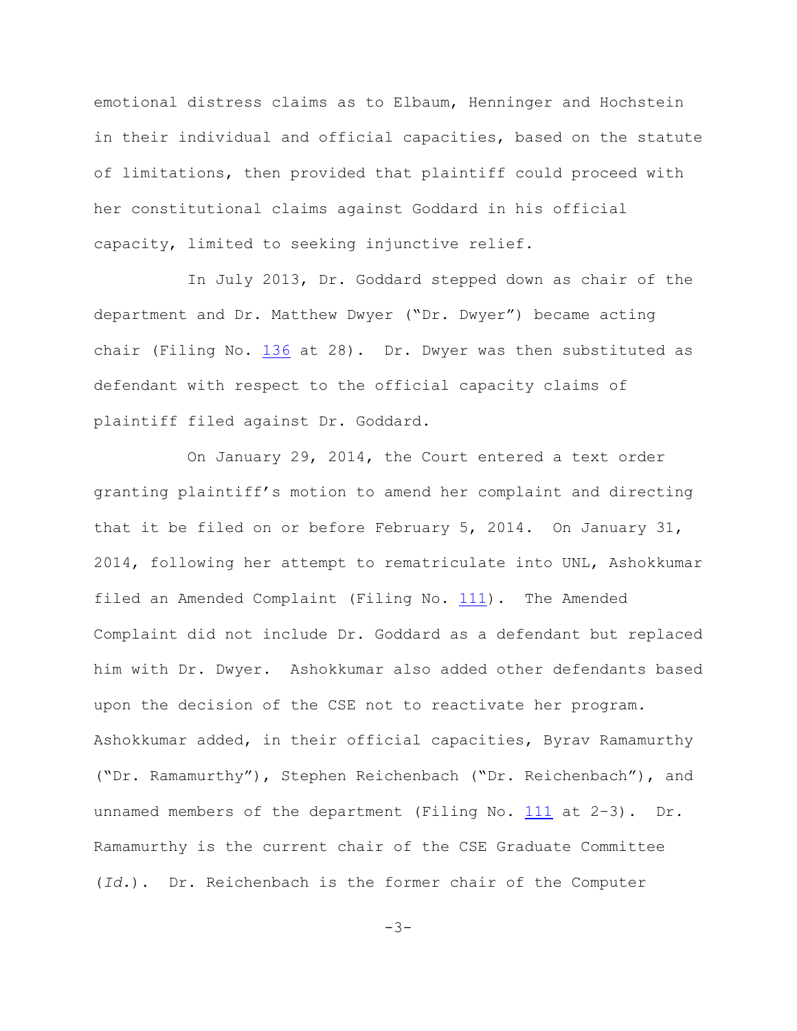emotional distress claims as to Elbaum, Henninger and Hochstein in their individual and official capacities, based on the statute of limitations, then provided that plaintiff could proceed with her constitutional claims against Goddard in his official capacity, limited to seeking injunctive relief.

In July 2013, Dr. Goddard stepped down as chair of the department and Dr. Matthew Dwyer ("Dr. Dwyer") became acting chair (Filing No. 136 at 28). Dr. Dwyer was then substituted as defendant with respect to the official capacity claims of plaintiff filed against Dr. Goddard.

On January 29, 2014, the Court entered a text order granting plaintiff's motion to amend her complaint and directing that it be filed on or before February 5, 2014. On January 31, 2014, following her attempt to rematriculate into UNL, Ashokkumar filed an Amended Complaint (Filing No. 111). The Amended Complaint did not include Dr. Goddard as a defendant but replaced him with Dr. Dwyer. Ashokkumar also added other defendants based upon the decision of the CSE not to reactivate her program. Ashokkumar added, in their official capacities, Byrav Ramamurthy ("Dr. Ramamurthy"), Stephen Reichenbach ("Dr. Reichenbach"), and unnamed members of the department (Filing No. 111 at 2-3). Dr. Ramamurthy is the current chair of the CSE Graduate Committee (*Id.*). Dr. Reichenbach is the former chair of the Computer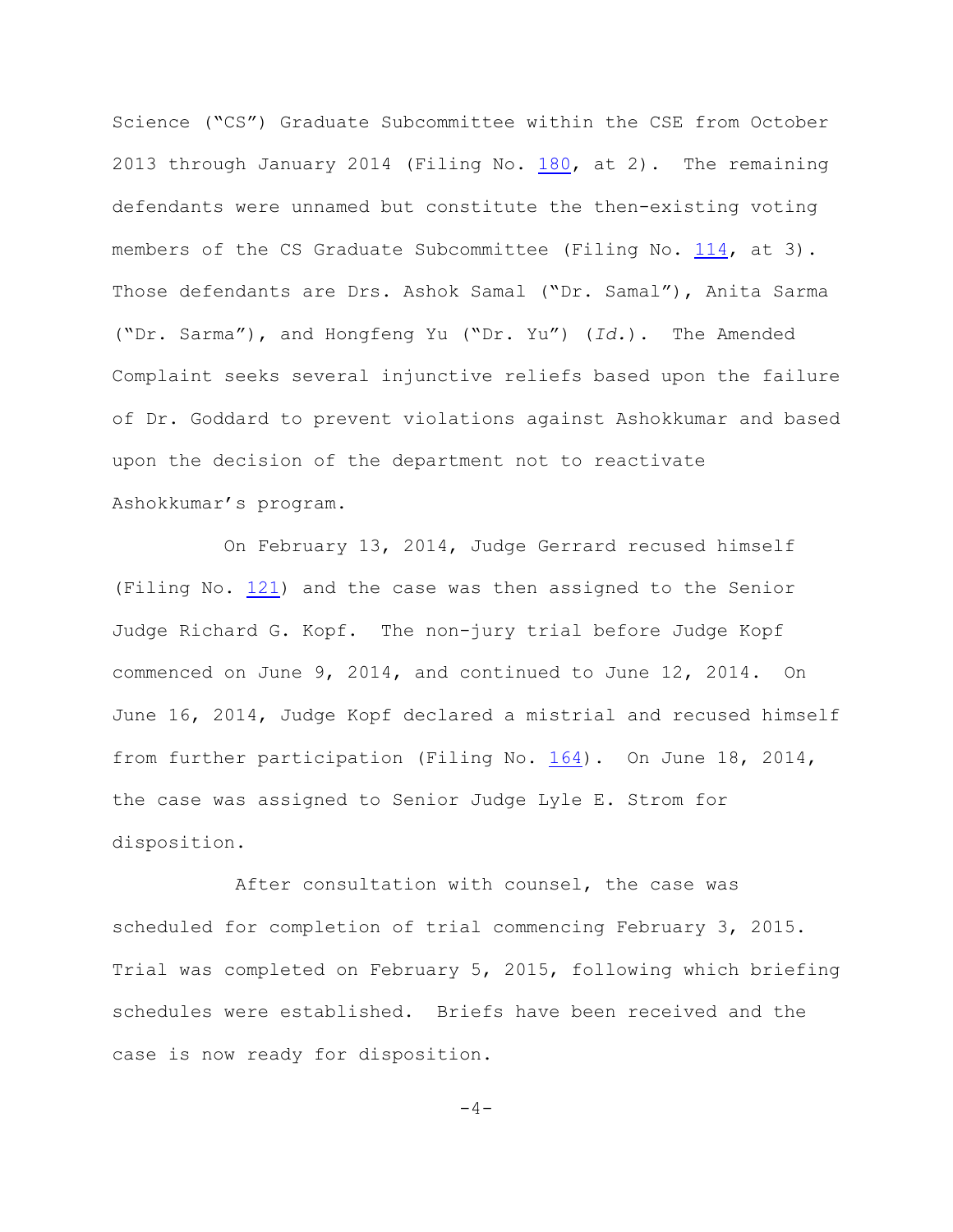Science ("CS") Graduate Subcommittee within the CSE from October 2013 through January 2014 (Filing No. 180, at 2). The remaining defendants were unnamed but constitute the then-existing voting members of the CS Graduate Subcommittee (Filing No. 114, at 3). Those defendants are Drs. Ashok Samal ("Dr. Samal"), Anita Sarma ("Dr. Sarma"), and Hongfeng Yu ("Dr. Yu") (*Id.*). The Amended Complaint seeks several injunctive reliefs based upon the failure of Dr. Goddard to prevent violations against Ashokkumar and based upon the decision of the department not to reactivate Ashokkumar's program.

On February 13, 2014, Judge Gerrard recused himself (Filing No. 121) and the case was then assigned to the Senior Judge Richard G. Kopf. The non-jury trial before Judge Kopf commenced on June 9, 2014, and continued to June 12, 2014. On June 16, 2014, Judge Kopf declared a mistrial and recused himself from further participation (Filing No. 164). On June 18, 2014, the case was assigned to Senior Judge Lyle E. Strom for disposition.

After consultation with counsel, the case was scheduled for completion of trial commencing February 3, 2015. Trial was completed on February 5, 2015, following which briefing schedules were established. Briefs have been received and the case is now ready for disposition.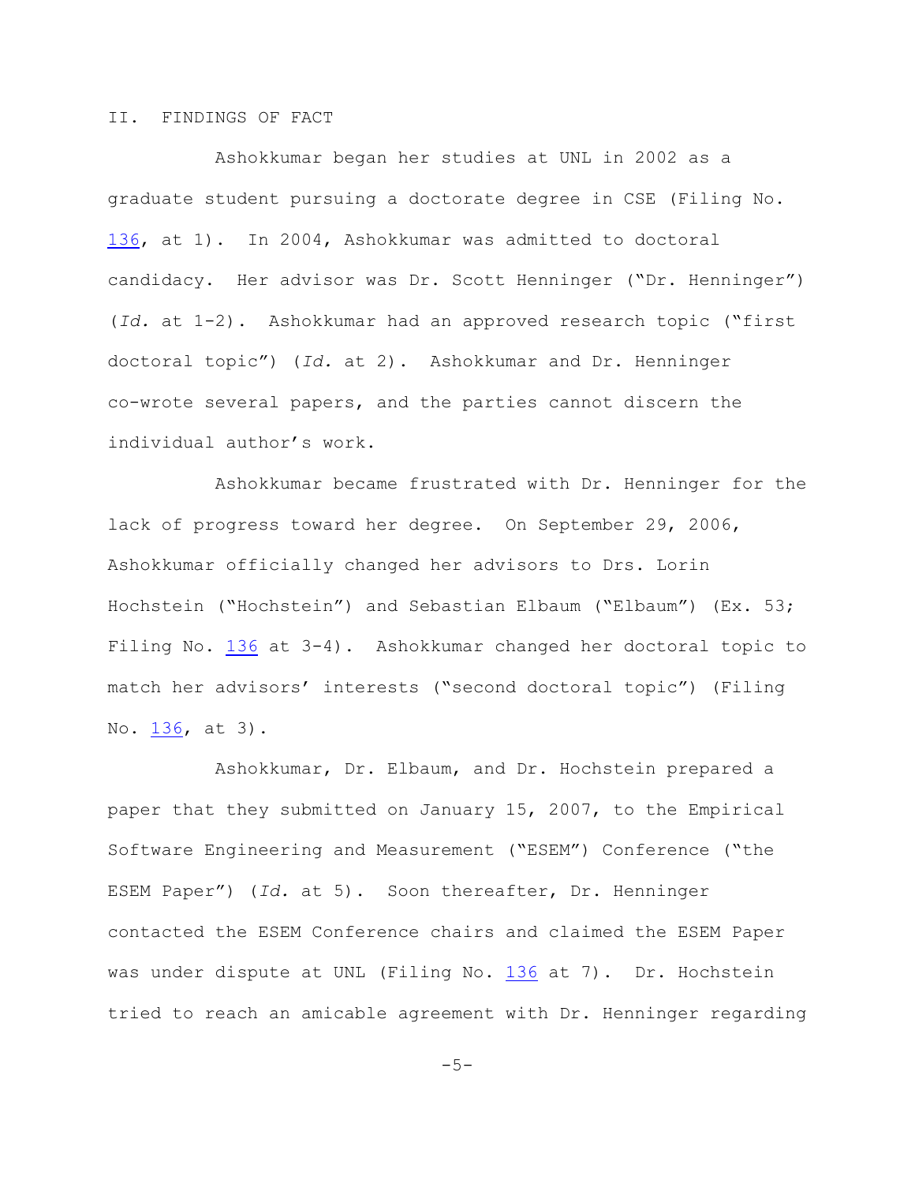## II. FINDINGS OF FACT

Ashokkumar began her studies at UNL in 2002 as a graduate student pursuing a doctorate degree in CSE (Filing No. 136, at 1). In 2004, Ashokkumar was admitted to doctoral candidacy. Her advisor was Dr. Scott Henninger ("Dr. Henninger") (*Id.* at 1-2). Ashokkumar had an approved research topic ("first doctoral topic") (*Id.* at 2). Ashokkumar and Dr. Henninger co-wrote several papers, and the parties cannot discern the individual author's work.

Ashokkumar became frustrated with Dr. Henninger for the lack of progress toward her degree. On September 29, 2006, Ashokkumar officially changed her advisors to Drs. Lorin Hochstein ("Hochstein") and Sebastian Elbaum ("Elbaum") (Ex. 53; Filing No. 136 at 3-4). Ashokkumar changed her doctoral topic to match her advisors' interests ("second doctoral topic") (Filing No. 136, at 3).

Ashokkumar, Dr. Elbaum, and Dr. Hochstein prepared a paper that they submitted on January 15, 2007, to the Empirical Software Engineering and Measurement ("ESEM") Conference ("the ESEM Paper") (*Id.* at 5). Soon thereafter, Dr. Henninger contacted the ESEM Conference chairs and claimed the ESEM Paper was under dispute at UNL (Filing No. 136 at 7). Dr. Hochstein tried to reach an amicable agreement with Dr. Henninger regarding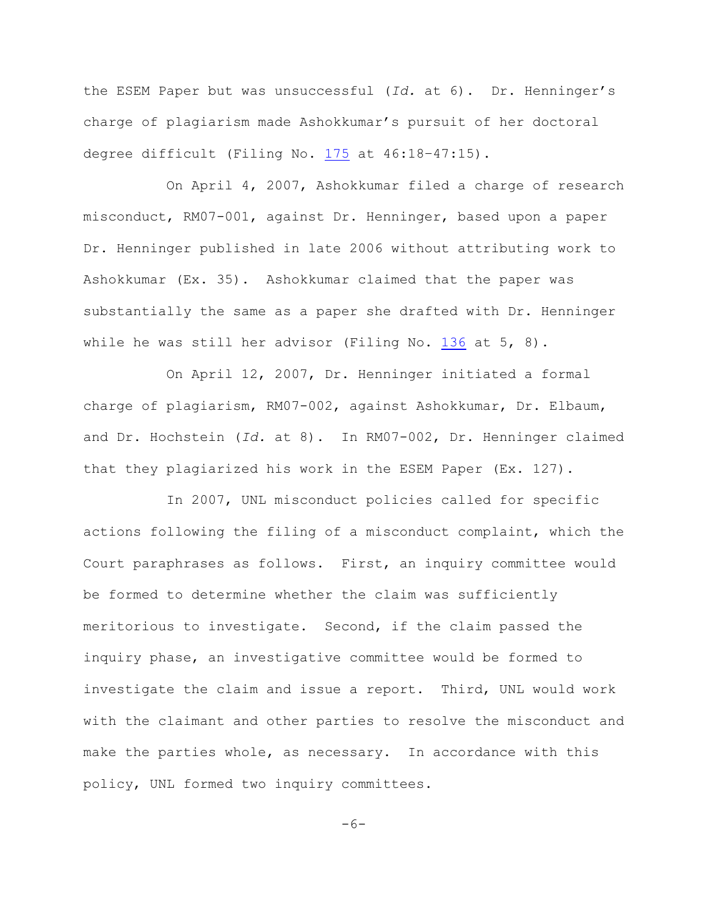the ESEM Paper but was unsuccessful (*Id.* at 6). Dr. Henninger's charge of plagiarism made Ashokkumar's pursuit of her doctoral degree difficult (Filing No. 175 at 46:18-47:15).

On April 4, 2007, Ashokkumar filed a charge of research misconduct, RM07-001, against Dr. Henninger, based upon a paper Dr. Henninger published in late 2006 without attributing work to Ashokkumar (Ex. 35). Ashokkumar claimed that the paper was substantially the same as a paper she drafted with Dr. Henninger while he was still her advisor (Filing No. 136 at 5, 8).

On April 12, 2007, Dr. Henninger initiated a formal charge of plagiarism, RM07-002, against Ashokkumar, Dr. Elbaum, and Dr. Hochstein (*Id.* at 8). In RM07-002, Dr. Henninger claimed that they plagiarized his work in the ESEM Paper (Ex. 127).

In 2007, UNL misconduct policies called for specific actions following the filing of a misconduct complaint, which the Court paraphrases as follows. First, an inquiry committee would be formed to determine whether the claim was sufficiently meritorious to investigate. Second, if the claim passed the inquiry phase, an investigative committee would be formed to investigate the claim and issue a report. Third, UNL would work with the claimant and other parties to resolve the misconduct and make the parties whole, as necessary. In accordance with this policy, UNL formed two inquiry committees.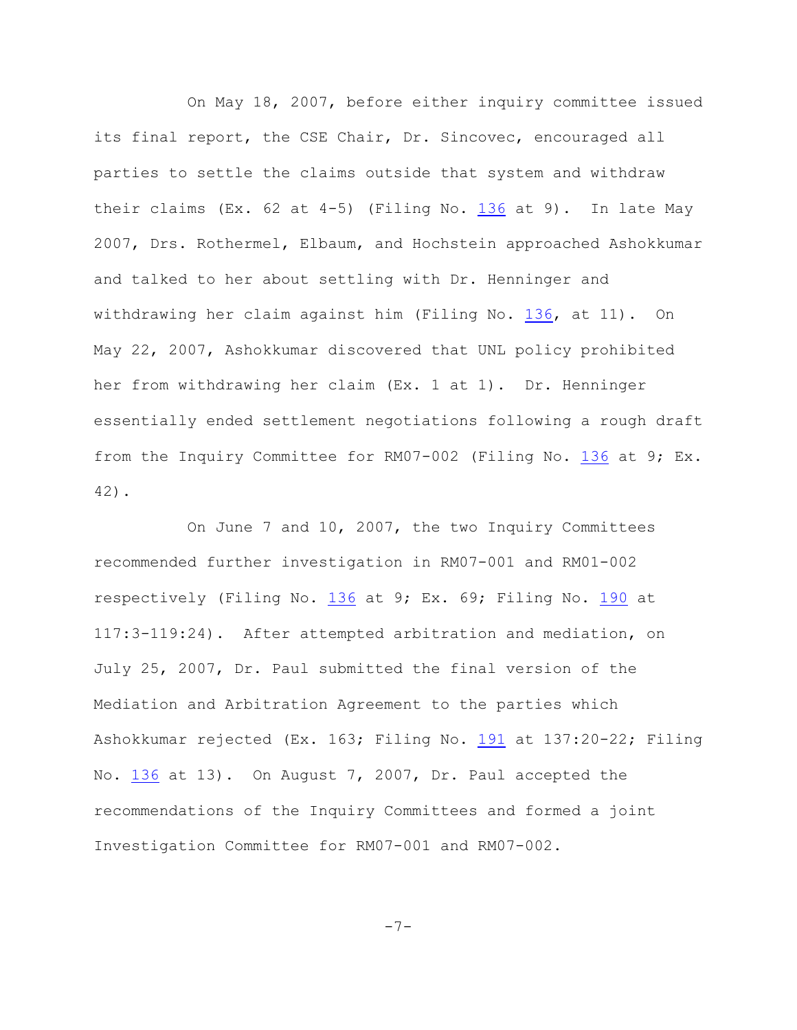On May 18, 2007, before either inquiry committee issued its final report, the CSE Chair, Dr. Sincovec, encouraged all parties to settle the claims outside that system and withdraw their claims (Ex. 62 at 4-5) (Filing No. 136 at 9). In late May 2007, Drs. Rothermel, Elbaum, and Hochstein approached Ashokkumar and talked to her about settling with Dr. Henninger and withdrawing her claim against him (Filing No. 136, at 11). On May 22, 2007, Ashokkumar discovered that UNL policy prohibited her from withdrawing her claim (Ex. 1 at 1). Dr. Henninger essentially ended settlement negotiations following a rough draft from the Inquiry Committee for RM07-002 (Filing No. 136 at 9; Ex. 42).

On June 7 and 10, 2007, the two Inquiry Committees recommended further investigation in RM07-001 and RM01-002 respectively (Filing No. 136 at 9; Ex. 69; Filing No. 190 at 117:3-119:24). After attempted arbitration and mediation, on July 25, 2007, Dr. Paul submitted the final version of the Mediation and Arbitration Agreement to the parties which Ashokkumar rejected (Ex. 163; Filing No. 191 at 137:20-22; Filing No. 136 at 13). On August 7, 2007, Dr. Paul accepted the recommendations of the Inquiry Committees and formed a joint Investigation Committee for RM07-001 and RM07-002.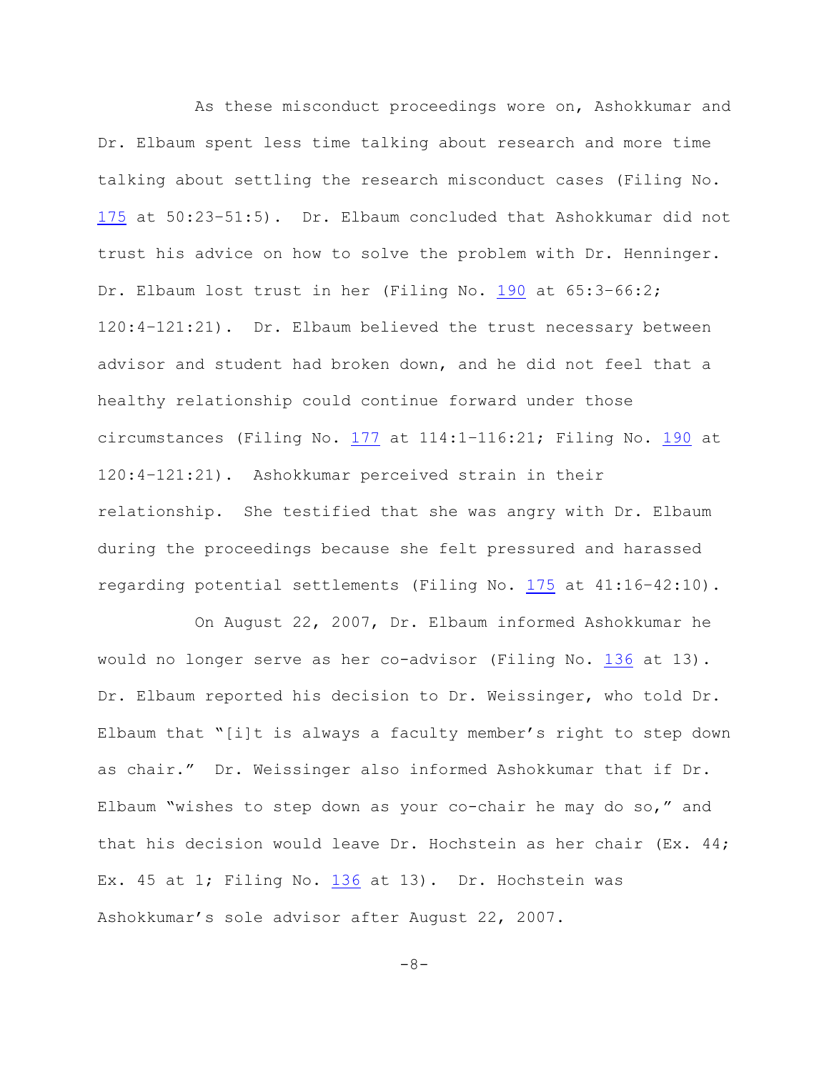As these misconduct proceedings wore on, Ashokkumar and Dr. Elbaum spent less time talking about research and more time talking about settling the research misconduct cases (Filing No. 175 at 50:23–51:5). Dr. Elbaum concluded that Ashokkumar did not trust his advice on how to solve the problem with Dr. Henninger. Dr. Elbaum lost trust in her (Filing No. 190 at 65:3–66:2; 120:4–121:21). Dr. Elbaum believed the trust necessary between advisor and student had broken down, and he did not feel that a healthy relationship could continue forward under those circumstances (Filing No. 177 at 114:1–116:21; Filing No. 190 at 120:4–121:21). Ashokkumar perceived strain in their relationship. She testified that she was angry with Dr. Elbaum during the proceedings because she felt pressured and harassed regarding potential settlements (Filing No. 175 at 41:16–42:10).

On August 22, 2007, Dr. Elbaum informed Ashokkumar he would no longer serve as her co-advisor (Filing No. 136 at 13). Dr. Elbaum reported his decision to Dr. Weissinger, who told Dr. Elbaum that "[i]t is always a faculty member's right to step down as chair." Dr. Weissinger also informed Ashokkumar that if Dr. Elbaum "wishes to step down as your co-chair he may do so," and that his decision would leave Dr. Hochstein as her chair (Ex. 44; Ex. 45 at 1; Filing No. 136 at 13). Dr. Hochstein was Ashokkumar's sole advisor after August 22, 2007.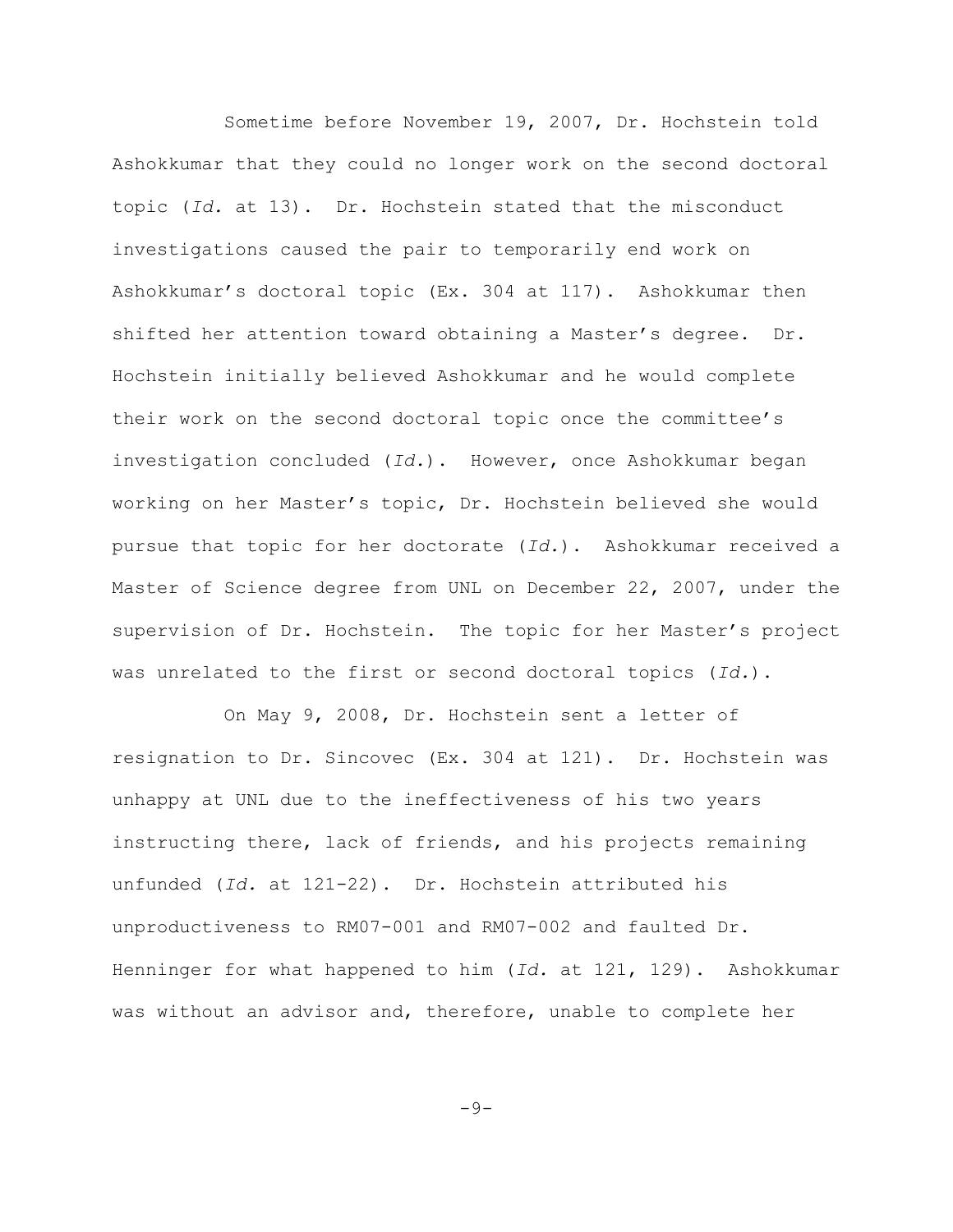Sometime before November 19, 2007, Dr. Hochstein told Ashokkumar that they could no longer work on the second doctoral topic (*Id.* at 13). Dr. Hochstein stated that the misconduct investigations caused the pair to temporarily end work on Ashokkumar's doctoral topic (Ex. 304 at 117). Ashokkumar then shifted her attention toward obtaining a Master's degree. Dr. Hochstein initially believed Ashokkumar and he would complete their work on the second doctoral topic once the committee's investigation concluded (*Id.*). However, once Ashokkumar began working on her Master's topic, Dr. Hochstein believed she would pursue that topic for her doctorate (*Id.*). Ashokkumar received a Master of Science degree from UNL on December 22, 2007, under the supervision of Dr. Hochstein. The topic for her Master's project was unrelated to the first or second doctoral topics (*Id.*).

On May 9, 2008, Dr. Hochstein sent a letter of resignation to Dr. Sincovec (Ex. 304 at 121). Dr. Hochstein was unhappy at UNL due to the ineffectiveness of his two years instructing there, lack of friends, and his projects remaining unfunded (*Id.* at 121-22). Dr. Hochstein attributed his unproductiveness to RM07-001 and RM07-002 and faulted Dr. Henninger for what happened to him (*Id.* at 121, 129). Ashokkumar was without an advisor and, therefore, unable to complete her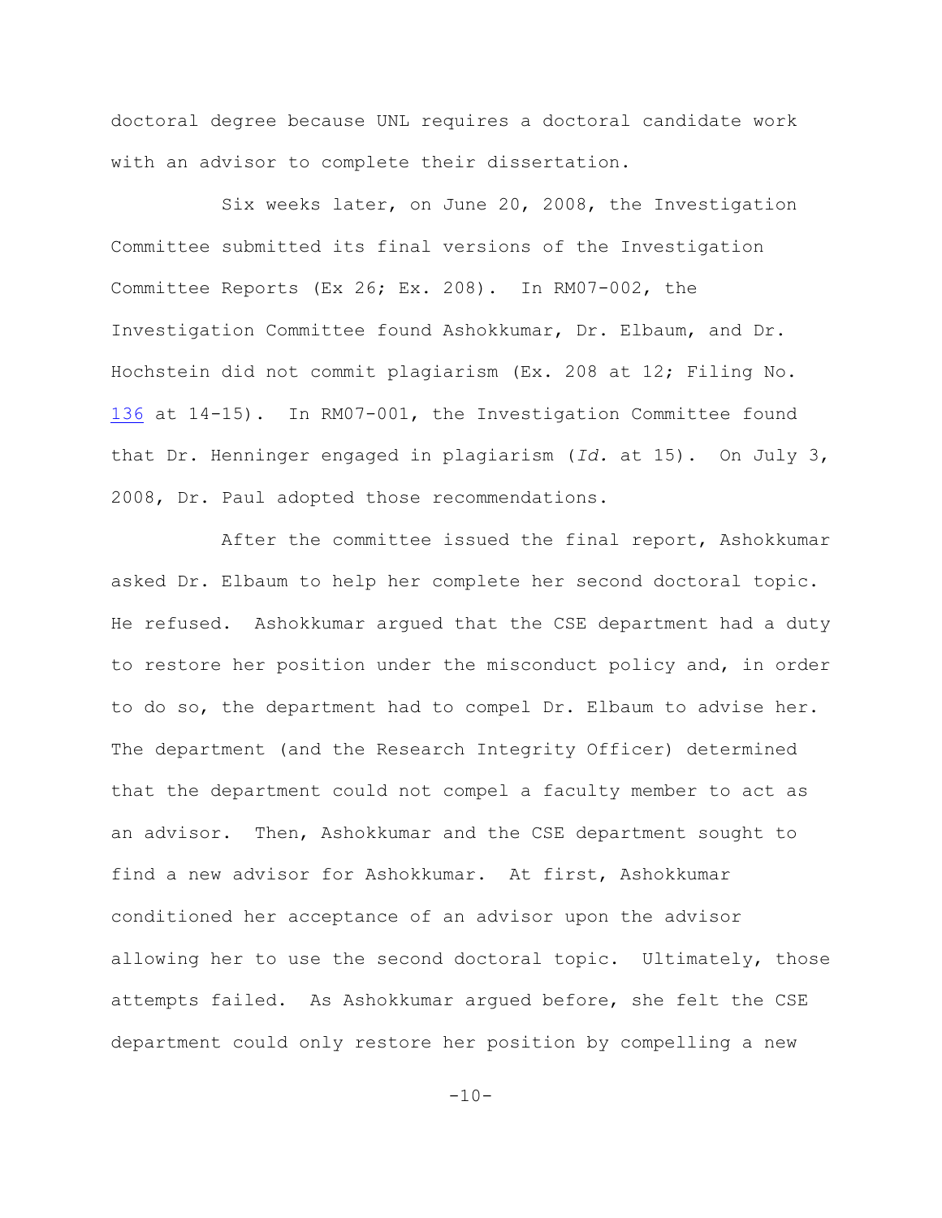doctoral degree because UNL requires a doctoral candidate work with an advisor to complete their dissertation.

Six weeks later, on June 20, 2008, the Investigation Committee submitted its final versions of the Investigation Committee Reports (Ex 26; Ex. 208). In RM07-002, the Investigation Committee found Ashokkumar, Dr. Elbaum, and Dr. Hochstein did not commit plagiarism (Ex. 208 at 12; Filing No. 136 at 14-15). In RM07-001, the Investigation Committee found that Dr. Henninger engaged in plagiarism (*Id.* at 15). On July 3, 2008, Dr. Paul adopted those recommendations.

After the committee issued the final report, Ashokkumar asked Dr. Elbaum to help her complete her second doctoral topic. He refused. Ashokkumar argued that the CSE department had a duty to restore her position under the misconduct policy and, in order to do so, the department had to compel Dr. Elbaum to advise her. The department (and the Research Integrity Officer) determined that the department could not compel a faculty member to act as an advisor. Then, Ashokkumar and the CSE department sought to find a new advisor for Ashokkumar. At first, Ashokkumar conditioned her acceptance of an advisor upon the advisor allowing her to use the second doctoral topic. Ultimately, those attempts failed. As Ashokkumar argued before, she felt the CSE department could only restore her position by compelling a new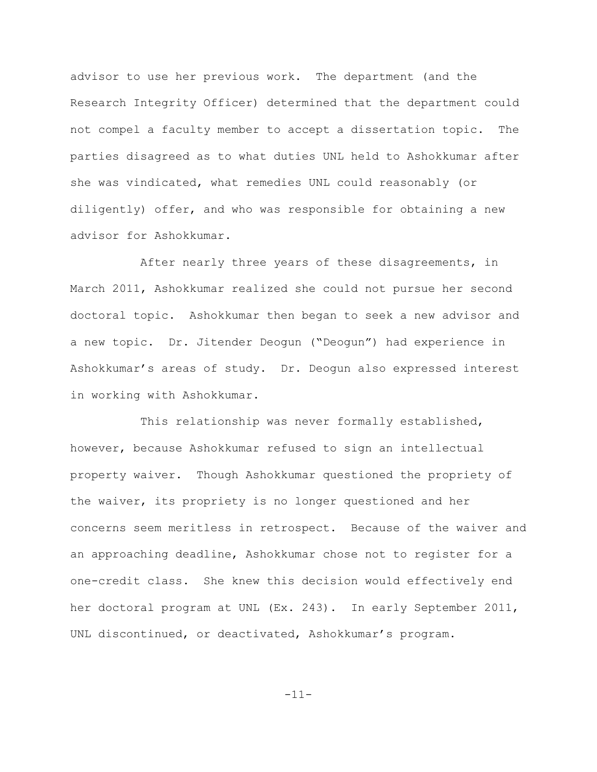advisor to use her previous work. The department (and the Research Integrity Officer) determined that the department could not compel a faculty member to accept a dissertation topic. The parties disagreed as to what duties UNL held to Ashokkumar after she was vindicated, what remedies UNL could reasonably (or diligently) offer, and who was responsible for obtaining a new advisor for Ashokkumar.

After nearly three years of these disagreements, in March 2011, Ashokkumar realized she could not pursue her second doctoral topic. Ashokkumar then began to seek a new advisor and a new topic. Dr. Jitender Deogun ("Deogun") had experience in Ashokkumar's areas of study. Dr. Deogun also expressed interest in working with Ashokkumar.

This relationship was never formally established, however, because Ashokkumar refused to sign an intellectual property waiver. Though Ashokkumar questioned the propriety of the waiver, its propriety is no longer questioned and her concerns seem meritless in retrospect. Because of the waiver and an approaching deadline, Ashokkumar chose not to register for a one-credit class. She knew this decision would effectively end her doctoral program at UNL (Ex. 243). In early September 2011, UNL discontinued, or deactivated, Ashokkumar's program.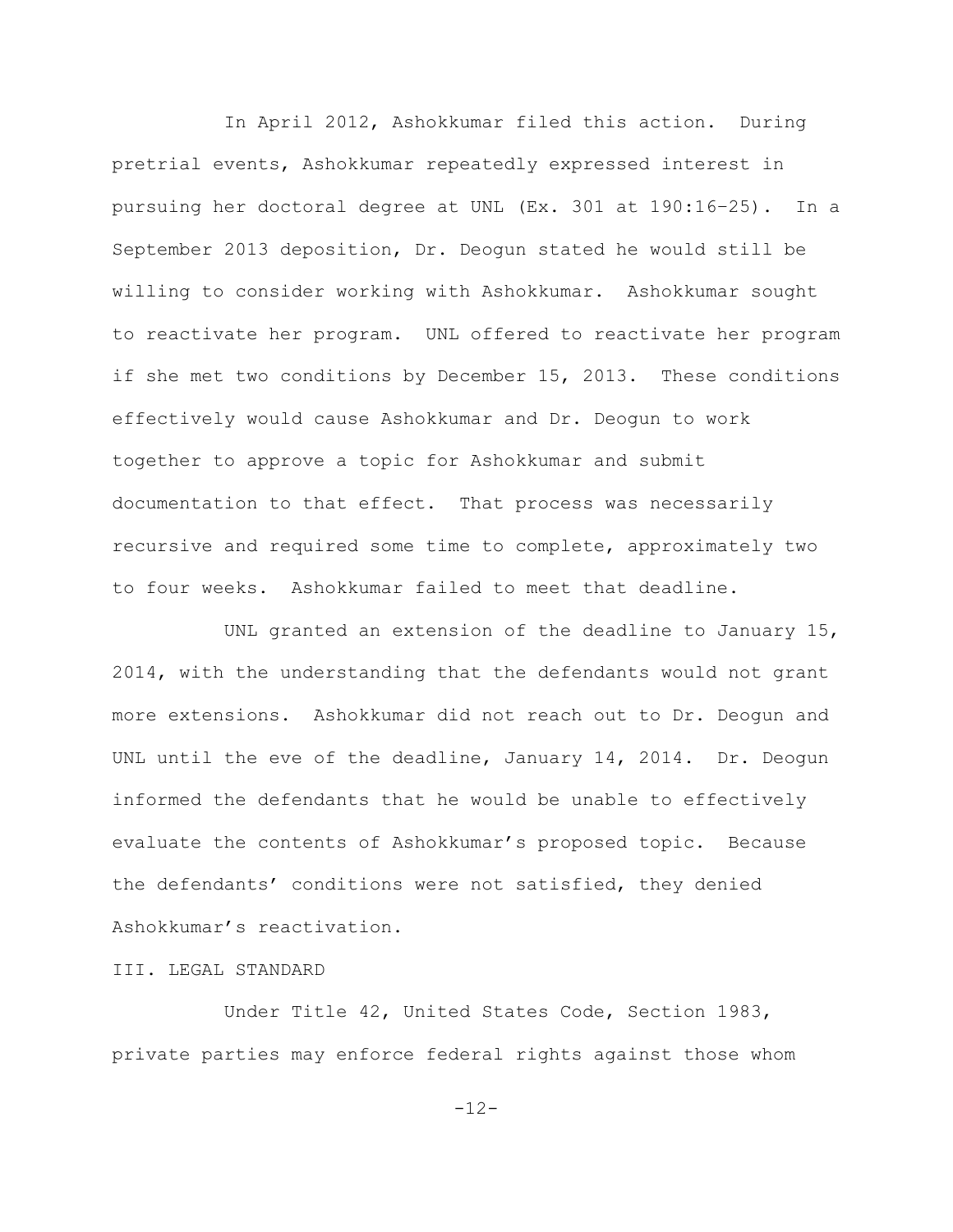In April 2012, Ashokkumar filed this action. During pretrial events, Ashokkumar repeatedly expressed interest in pursuing her doctoral degree at UNL (Ex. 301 at 190:16–25). In a September 2013 deposition, Dr. Deogun stated he would still be willing to consider working with Ashokkumar. Ashokkumar sought to reactivate her program. UNL offered to reactivate her program if she met two conditions by December 15, 2013. These conditions effectively would cause Ashokkumar and Dr. Deogun to work together to approve a topic for Ashokkumar and submit documentation to that effect. That process was necessarily recursive and required some time to complete, approximately two to four weeks. Ashokkumar failed to meet that deadline.

UNL granted an extension of the deadline to January 15, 2014, with the understanding that the defendants would not grant more extensions. Ashokkumar did not reach out to Dr. Deogun and UNL until the eve of the deadline, January 14, 2014. Dr. Deogun informed the defendants that he would be unable to effectively evaluate the contents of Ashokkumar's proposed topic. Because the defendants' conditions were not satisfied, they denied Ashokkumar's reactivation.

## III. LEGAL STANDARD

Under Title 42, United States Code, Section 1983, private parties may enforce federal rights against those whom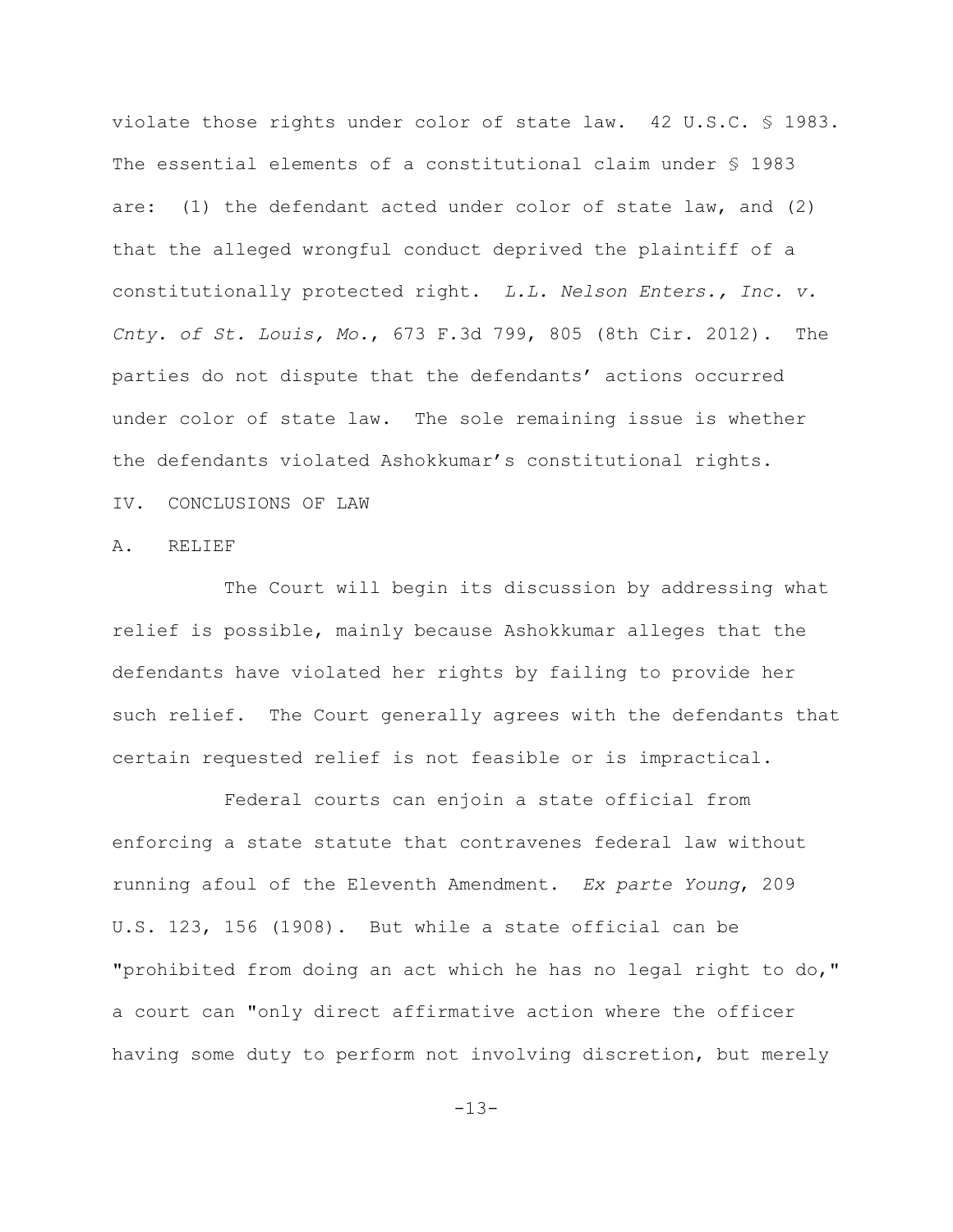violate those rights under color of state law. 42 U.S.C. § 1983. The essential elements of a constitutional claim under § 1983 are: (1) the defendant acted under color of state law, and (2) that the alleged wrongful conduct deprived the plaintiff of a constitutionally protected right. *L.L. Nelson Enters., Inc. v. Cnty. of St. Louis, Mo.*, 673 F.3d 799, 805 (8th Cir. 2012). The parties do not dispute that the defendants' actions occurred under color of state law. The sole remaining issue is whether the defendants violated Ashokkumar's constitutional rights.

## IV. CONCLUSIONS OF LAW

### A. RELIEF

The Court will begin its discussion by addressing what relief is possible, mainly because Ashokkumar alleges that the defendants have violated her rights by failing to provide her such relief. The Court generally agrees with the defendants that certain requested relief is not feasible or is impractical.

Federal courts can enjoin a state official from enforcing a state statute that contravenes federal law without running afoul of the Eleventh Amendment. *Ex parte Young*, 209 U.S. 123, 156 (1908). But while a state official can be "prohibited from doing an act which he has no legal right to do," a court can "only direct affirmative action where the officer having some duty to perform not involving discretion, but merely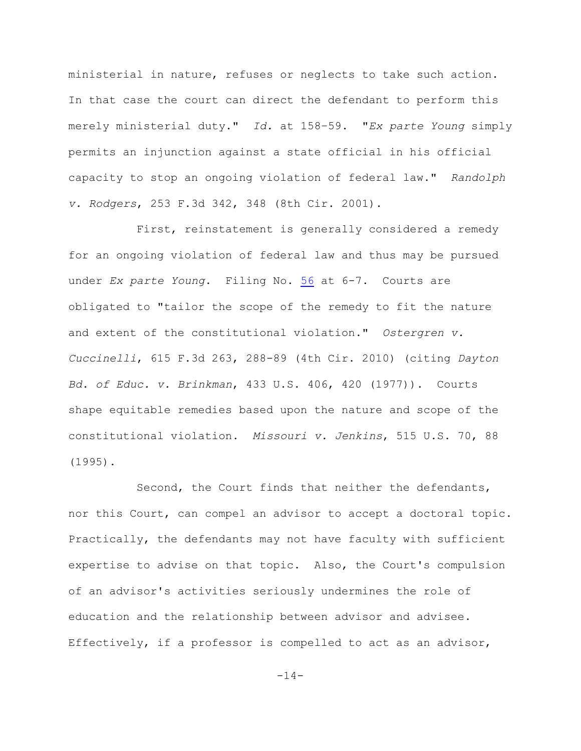ministerial in nature, refuses or neglects to take such action. In that case the court can direct the defendant to perform this merely ministerial duty." *Id.* at 158–59. "*Ex parte Young* simply permits an injunction against a state official in his official capacity to stop an ongoing violation of federal law." *Randolph v. Rodgers*, 253 F.3d 342, 348 (8th Cir. 2001).

First, reinstatement is generally considered a remedy for an ongoing violation of federal law and thus may be pursued under *Ex parte Young*. Filing No. 56 at 6-7. Courts are obligated to "tailor the scope of the remedy to fit the nature and extent of the constitutional violation." *Ostergren v. Cuccinelli*, 615 F.3d 263, 288-89 (4th Cir. 2010) (citing *Dayton Bd. of Educ. v. Brinkman*, 433 U.S. 406, 420 (1977)). Courts shape equitable remedies based upon the nature and scope of the constitutional violation. *Missouri v. Jenkins*, 515 U.S. 70, 88 (1995).

Second, the Court finds that neither the defendants, nor this Court, can compel an advisor to accept a doctoral topic. Practically, the defendants may not have faculty with sufficient expertise to advise on that topic. Also, the Court's compulsion of an advisor's activities seriously undermines the role of education and the relationship between advisor and advisee. Effectively, if a professor is compelled to act as an advisor,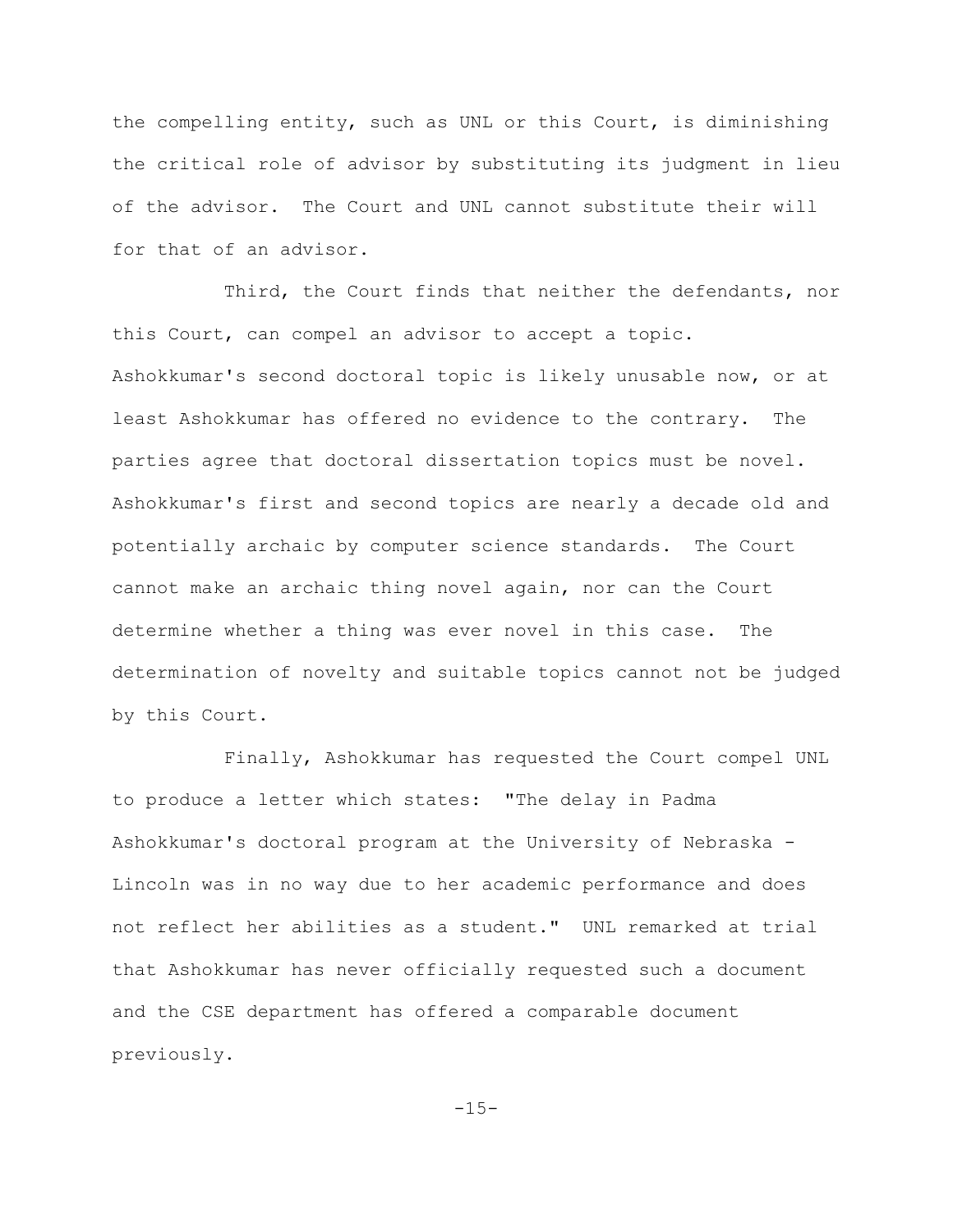the compelling entity, such as UNL or this Court, is diminishing the critical role of advisor by substituting its judgment in lieu of the advisor. The Court and UNL cannot substitute their will for that of an advisor.

Third, the Court finds that neither the defendants, nor this Court, can compel an advisor to accept a topic. Ashokkumar's second doctoral topic is likely unusable now, or at least Ashokkumar has offered no evidence to the contrary. The parties agree that doctoral dissertation topics must be novel. Ashokkumar's first and second topics are nearly a decade old and potentially archaic by computer science standards. The Court cannot make an archaic thing novel again, nor can the Court determine whether a thing was ever novel in this case. The determination of novelty and suitable topics cannot not be judged by this Court.

Finally, Ashokkumar has requested the Court compel UNL to produce a letter which states: "The delay in Padma Ashokkumar's doctoral program at the University of Nebraska - Lincoln was in no way due to her academic performance and does not reflect her abilities as a student." UNL remarked at trial that Ashokkumar has never officially requested such a document and the CSE department has offered a comparable document previously.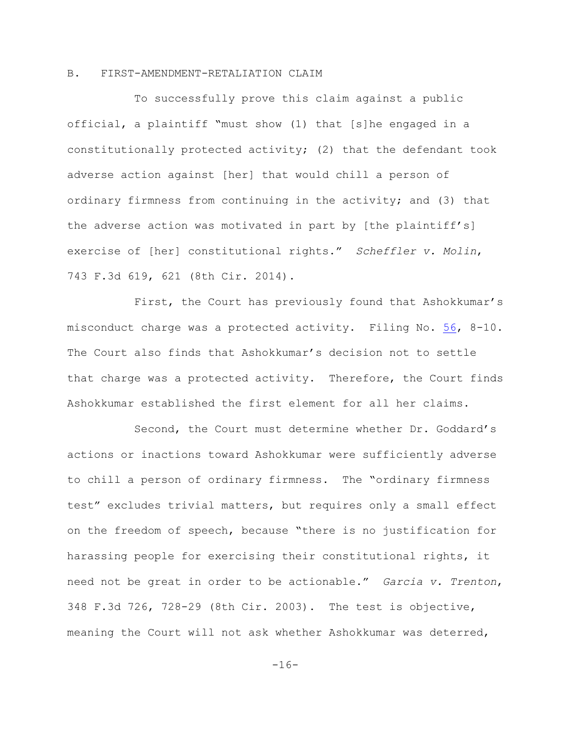## B. FIRST-AMENDMENT-RETALIATION CLAIM

To successfully prove this claim against a public official, a plaintiff "must show (1) that [s]he engaged in a constitutionally protected activity; (2) that the defendant took adverse action against [her] that would chill a person of ordinary firmness from continuing in the activity; and (3) that the adverse action was motivated in part by [the plaintiff's] exercise of [her] constitutional rights." *Scheffler v. Molin*, 743 F.3d 619, 621 (8th Cir. 2014).

First, the Court has previously found that Ashokkumar's misconduct charge was a protected activity. Filing No. 56, 8-10. The Court also finds that Ashokkumar's decision not to settle that charge was a protected activity. Therefore, the Court finds Ashokkumar established the first element for all her claims.

Second, the Court must determine whether Dr. Goddard's actions or inactions toward Ashokkumar were sufficiently adverse to chill a person of ordinary firmness. The "ordinary firmness test" excludes trivial matters, but requires only a small effect on the freedom of speech, because "there is no justification for harassing people for exercising their constitutional rights, it need not be great in order to be actionable." *Garcia v. Trenton*, 348 F.3d 726, 728-29 (8th Cir. 2003). The test is objective, meaning the Court will not ask whether Ashokkumar was deterred,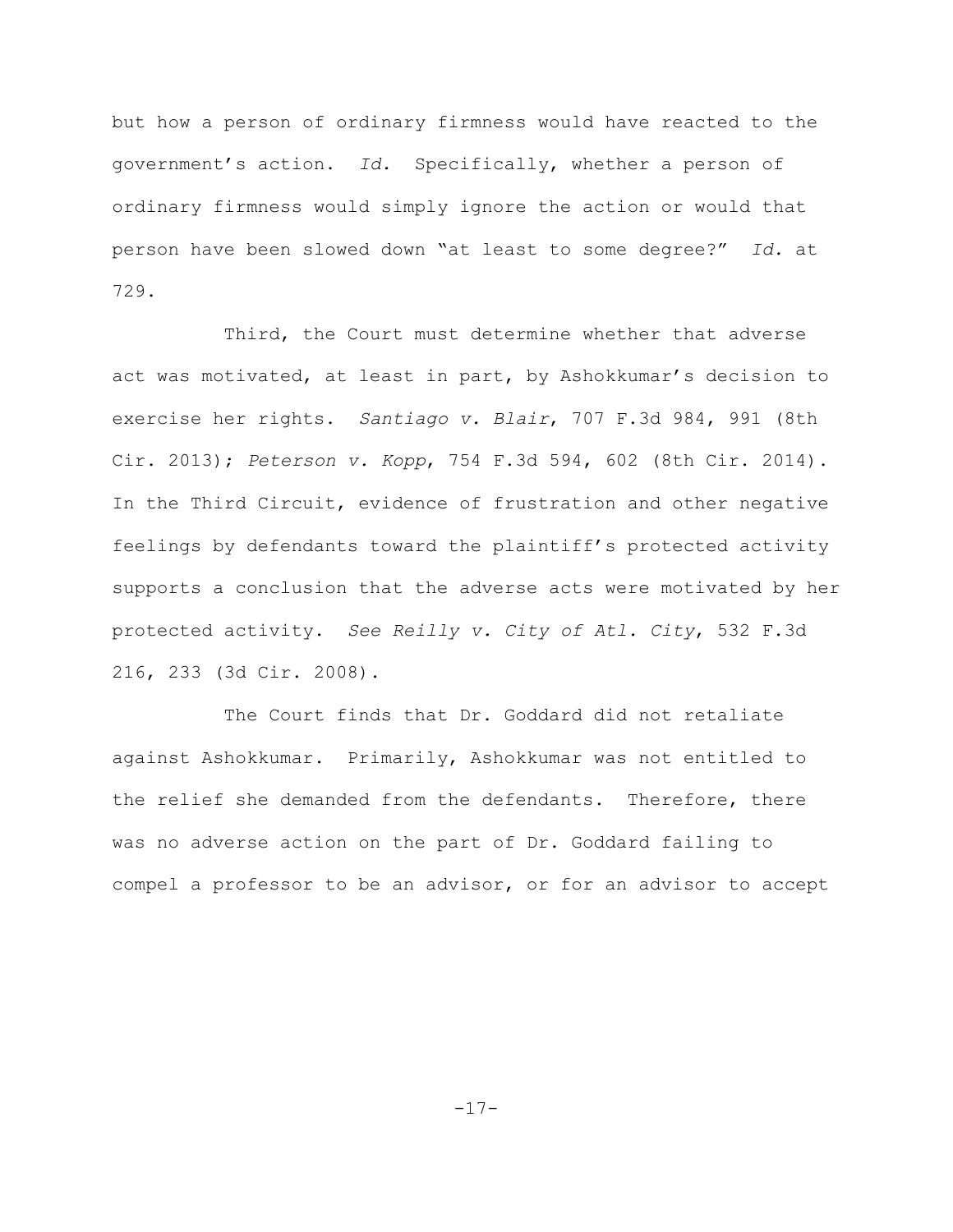but how a person of ordinary firmness would have reacted to the government's action. *Id.* Specifically, whether a person of ordinary firmness would simply ignore the action or would that person have been slowed down "at least to some degree?" *Id.* at 729.

Third, the Court must determine whether that adverse act was motivated, at least in part, by Ashokkumar's decision to exercise her rights. *Santiago v. Blair*, 707 F.3d 984, 991 (8th Cir. 2013); *Peterson v. Kopp*, 754 F.3d 594, 602 (8th Cir. 2014). In the Third Circuit, evidence of frustration and other negative feelings by defendants toward the plaintiff's protected activity supports a conclusion that the adverse acts were motivated by her protected activity. *See Reilly v. City of Atl. City*, 532 F.3d 216, 233 (3d Cir. 2008).

The Court finds that Dr. Goddard did not retaliate against Ashokkumar. Primarily, Ashokkumar was not entitled to the relief she demanded from the defendants. Therefore, there was no adverse action on the part of Dr. Goddard failing to compel a professor to be an advisor, or for an advisor to accept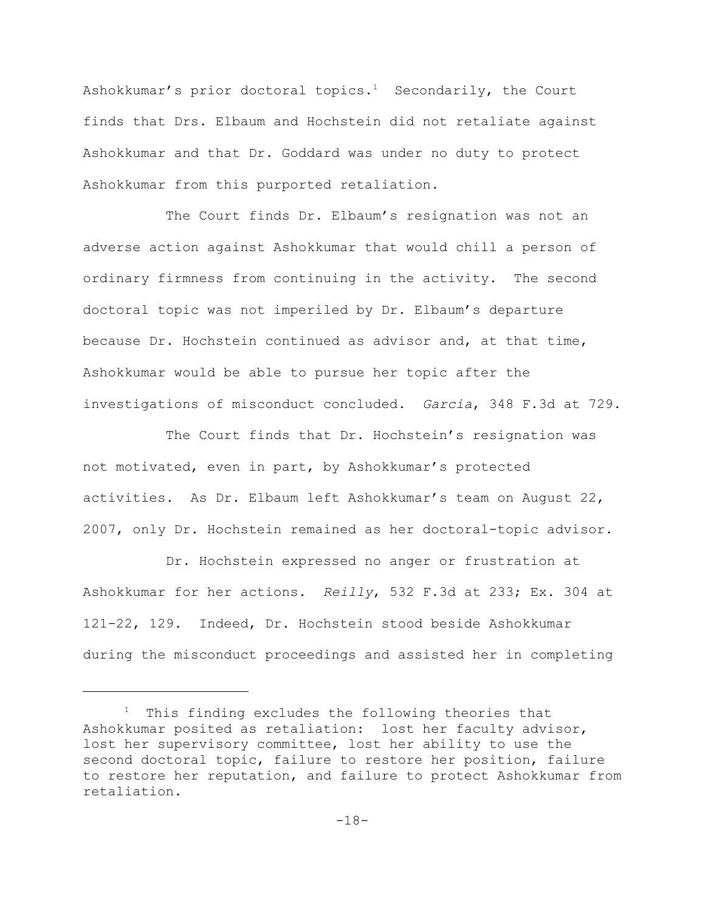Ashokkumar's prior doctoral topics.[1] Secondarily, the Court finds that Drs. Elbaum and Hochstein did not retaliate against Ashokkumar and that Dr. Goddard was under no duty to protect Ashokkumar from this purported retaliation.

The Court finds Dr. Elbaum's resignation was not an adverse action against Ashokkumar that would chill a person of ordinary firmness from continuing in the activity. The second doctoral topic was not imperiled by Dr. Elbaum's departure because Dr. Hochstein continued as advisor and, at that time, Ashokkumar would be able to pursue her topic after the investigations of misconduct concluded. *Garcia*, 348 F.3d at 729.

The Court finds that Dr. Hochstein's resignation was not motivated, even in part, by Ashokkumar's protected activities. As Dr. Elbaum left Ashokkumar's team on August 22, 2007, only Dr. Hochstein remained as her doctoral-topic advisor.

Dr. Hochstein expressed no anger or frustration at Ashokkumar for her actions. *Reilly*, 532 F.3d at 233; Ex. 304 at 121-22, 129. Indeed, Dr. Hochstein stood beside Ashokkumar during the misconduct proceedings and assisted her in completing

---

[1] This finding excludes the following theories that Ashokkumar posited as retaliation: lost her faculty advisor, lost her supervisory committee, lost her ability to use the second doctoral topic, failure to restore her position, failure to restore her reputation, and failure to protect Ashokkumar from retaliation.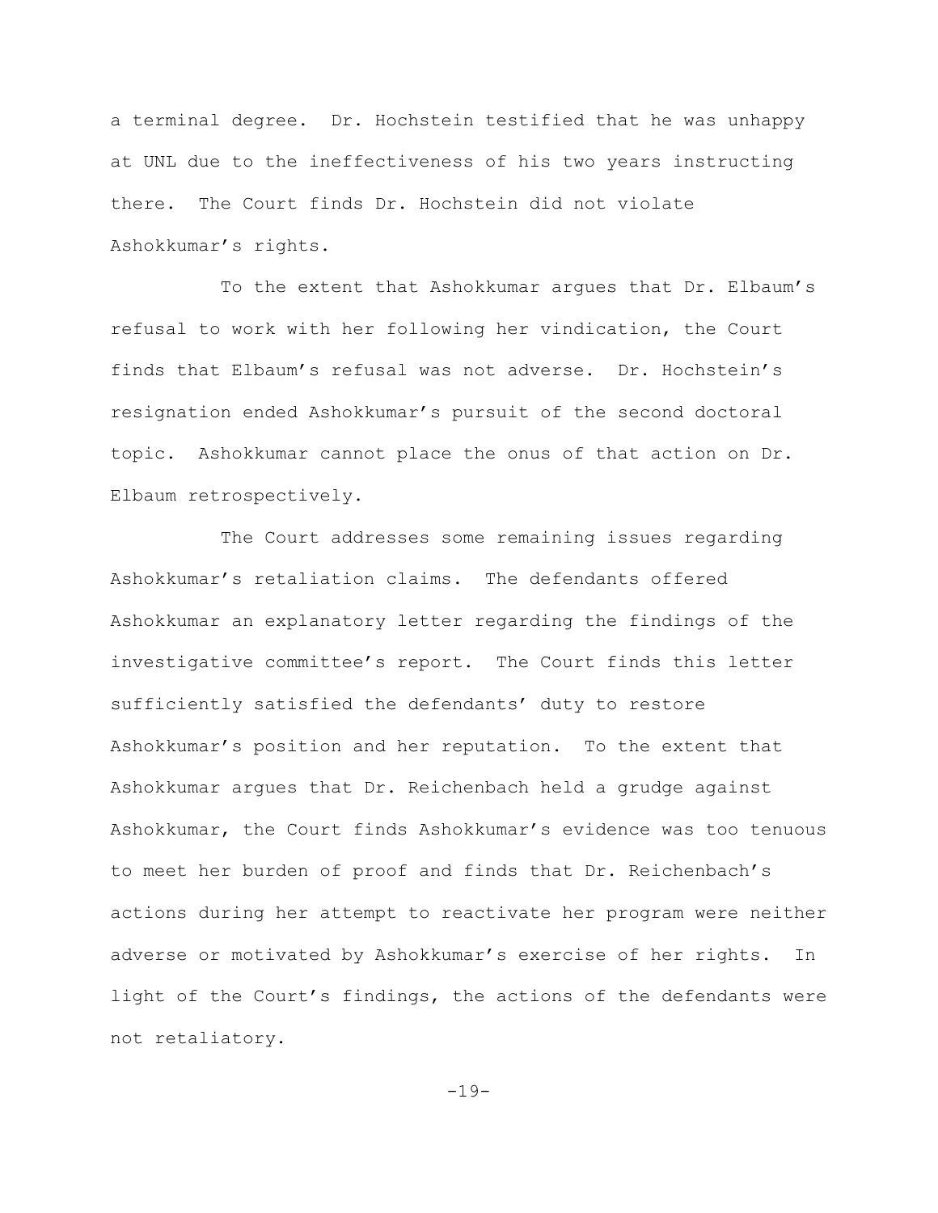a terminal degree. Dr. Hochstein testified that he was unhappy at UNL due to the ineffectiveness of his two years instructing there. The Court finds Dr. Hochstein did not violate Ashokkumar's rights.

To the extent that Ashokkumar argues that Dr. Elbaum's refusal to work with her following her vindication, the Court finds that Elbaum's refusal was not adverse. Dr. Hochstein's resignation ended Ashokkumar's pursuit of the second doctoral topic. Ashokkumar cannot place the onus of that action on Dr. Elbaum retrospectively.

The Court addresses some remaining issues regarding Ashokkumar's retaliation claims. The defendants offered Ashokkumar an explanatory letter regarding the findings of the investigative committee's report. The Court finds this letter sufficiently satisfied the defendants' duty to restore Ashokkumar's position and her reputation. To the extent that Ashokkumar argues that Dr. Reichenbach held a grudge against Ashokkumar, the Court finds Ashokkumar's evidence was too tenuous to meet her burden of proof and finds that Dr. Reichenbach's actions during her attempt to reactivate her program were neither adverse or motivated by Ashokkumar's exercise of her rights. In light of the Court's findings, the actions of the defendants were not retaliatory.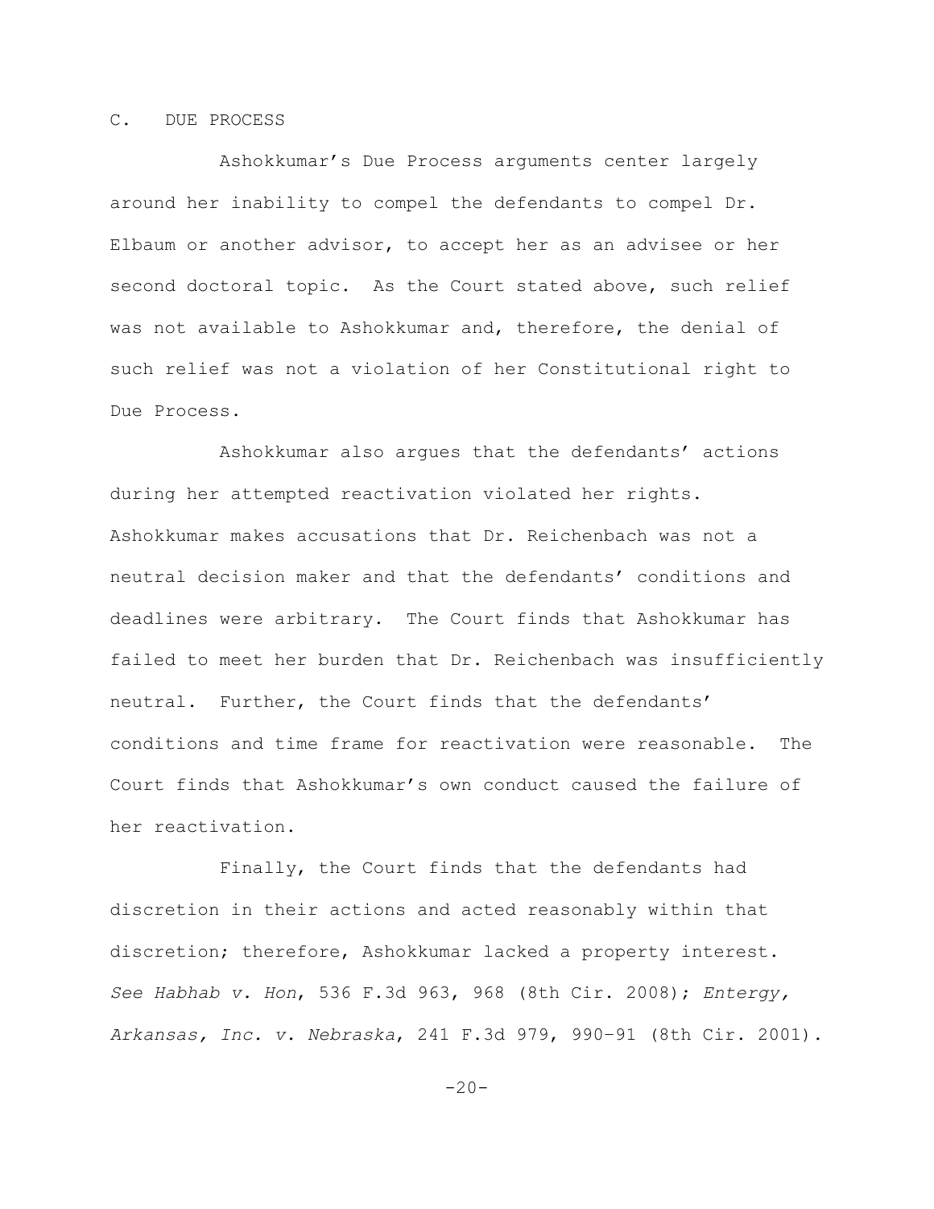### C. DUE PROCESS

Ashokkumar's Due Process arguments center largely around her inability to compel the defendants to compel Dr. Elbaum or another advisor, to accept her as an advisee or her second doctoral topic. As the Court stated above, such relief was not available to Ashokkumar and, therefore, the denial of such relief was not a violation of her Constitutional right to Due Process.

Ashokkumar also argues that the defendants' actions during her attempted reactivation violated her rights. Ashokkumar makes accusations that Dr. Reichenbach was not a neutral decision maker and that the defendants' conditions and deadlines were arbitrary. The Court finds that Ashokkumar has failed to meet her burden that Dr. Reichenbach was insufficiently neutral. Further, the Court finds that the defendants' conditions and time frame for reactivation were reasonable. The Court finds that Ashokkumar's own conduct caused the failure of her reactivation.

Finally, the Court finds that the defendants had discretion in their actions and acted reasonably within that discretion; therefore, Ashokkumar lacked a property interest. *See Habhab v. Hon*, 536 F.3d 963, 968 (8th Cir. 2008); *Entergy, Arkansas, Inc. v. Nebraska*, 241 F.3d 979, 990–91 (8th Cir. 2001).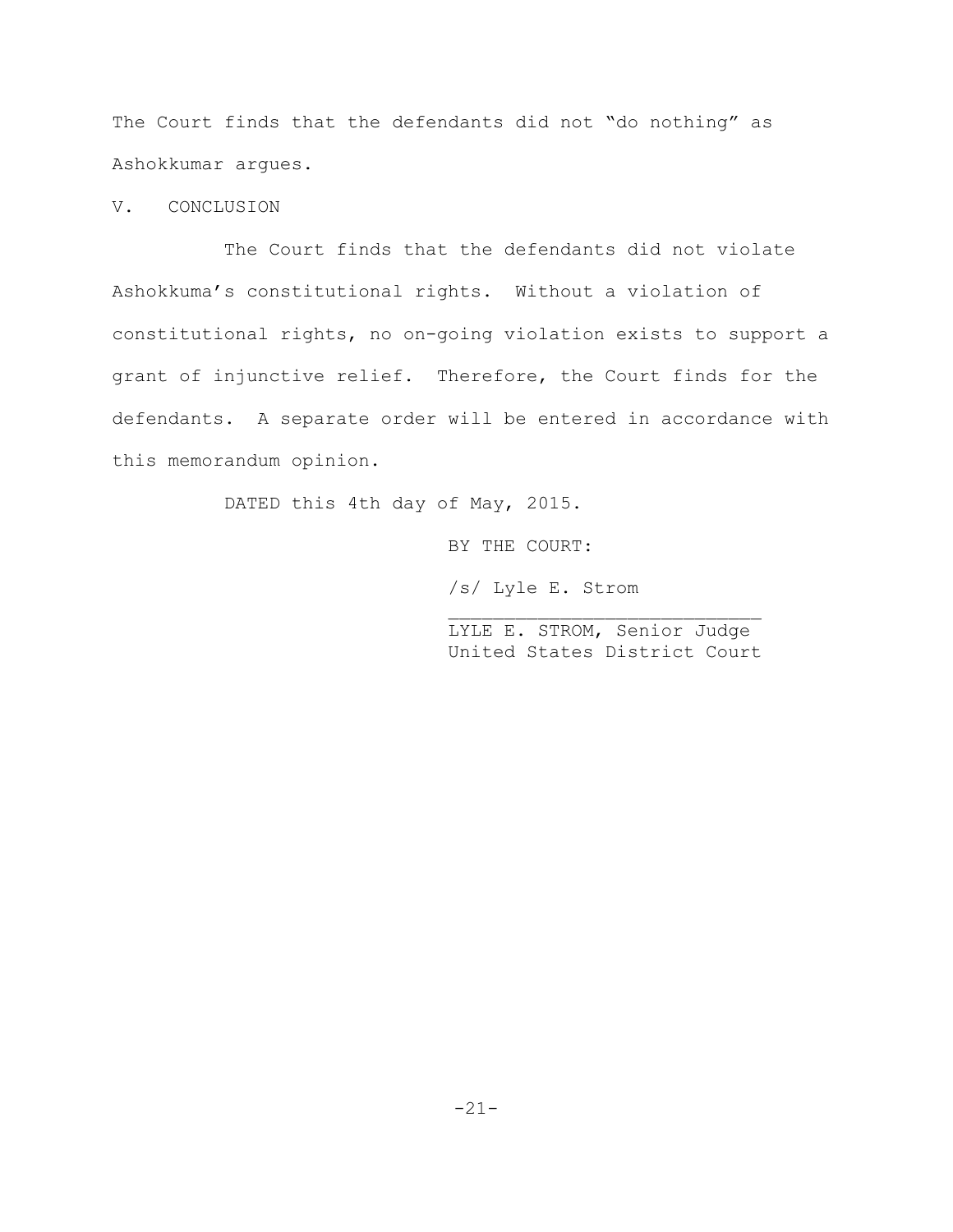The Court finds that the defendants did not "do nothing" as Ashokkumar argues.

## V. CONCLUSION

The Court finds that the defendants did not violate Ashokkuma's constitutional rights. Without a violation of constitutional rights, no on-going violation exists to support a grant of injunctive relief. Therefore, the Court finds for the defendants. A separate order will be entered in accordance with this memorandum opinion.

DATED this 4th day of May, 2015.

BY THE COURT:

/s/ Lyle E. Strom

LYLE E. STROM, Senior Judge
United States District Court